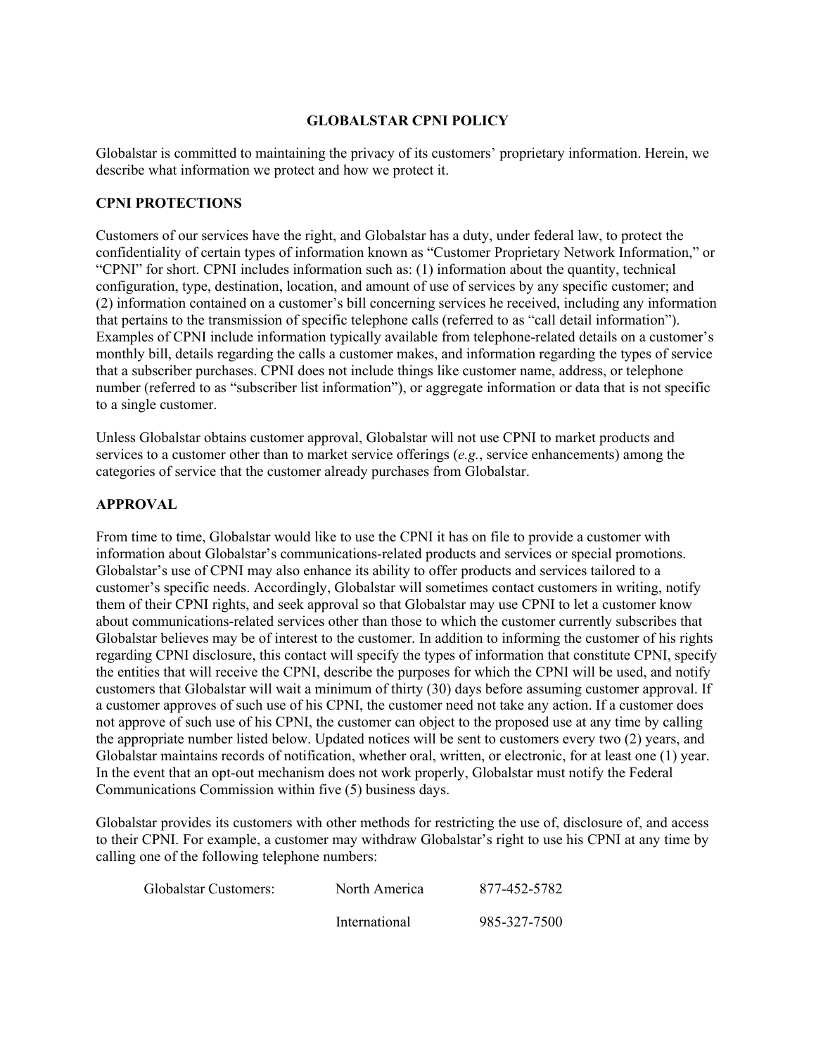# GLOBALSTAR CPNI POLICY

Globalstar is committed to maintaining the privacy of its customers' proprietary information. Herein, we describe what information we protect and how we protect it.

## CPNI PROTECTIONS

Customers of our services have the right, and Globalstar has a duty, under federal law, to protect the confidentiality of certain types of information known as "Customer Proprietary Network Information," or "CPNI" for short. CPNI includes information such as: (1) information about the quantity, technical configuration, type, destination, location, and amount of use of services by any specific customer; and (2) information contained on a customer's bill concerning services he received, including any information that pertains to the transmission of specific telephone calls (referred to as "call detail information"). Examples of CPNI include information typically available from telephone-related details on a customer's monthly bill, details regarding the calls a customer makes, and information regarding the types of service that a subscriber purchases. CPNI does not include things like customer name, address, or telephone number (referred to as "subscriber list information"), or aggregate information or data that is not specific to a single customer.

Unless Globalstar obtains customer approval, Globalstar will not use CPNI to market products and services to a customer other than to market service offerings (*e.g.*, service enhancements) among the categories of service that the customer already purchases from Globalstar.

## APPROVAL

From time to time, Globalstar would like to use the CPNI it has on file to provide a customer with information about Globalstar's communications-related products and services or special promotions. Globalstar's use of CPNI may also enhance its ability to offer products and services tailored to a customer's specific needs. Accordingly, Globalstar will sometimes contact customers in writing, notify them of their CPNI rights, and seek approval so that Globalstar may use CPNI to let a customer know about communications-related services other than those to which the customer currently subscribes that Globalstar believes may be of interest to the customer. In addition to informing the customer of his rights regarding CPNI disclosure, this contact will specify the types of information that constitute CPNI, specify the entities that will receive the CPNI, describe the purposes for which the CPNI will be used, and notify customers that Globalstar will wait a minimum of thirty (30) days before assuming customer approval. If a customer approves of such use of his CPNI, the customer need not take any action. If a customer does not approve of such use of his CPNI, the customer can object to the proposed use at any time by calling the appropriate number listed below. Updated notices will be sent to customers every two (2) years, and Globalstar maintains records of notification, whether oral, written, or electronic, for at least one (1) year. In the event that an opt-out mechanism does not work properly, Globalstar must notify the Federal Communications Commission within five (5) business days.

Globalstar provides its customers with other methods for restricting the use of, disclosure of, and access to their CPNI. For example, a customer may withdraw Globalstar's right to use his CPNI at any time by calling one of the following telephone numbers:

| | | |
|---|---|---|
| Globalstar Customers: | North America | 877-452-5782 |
| | International | 985-327-7500 |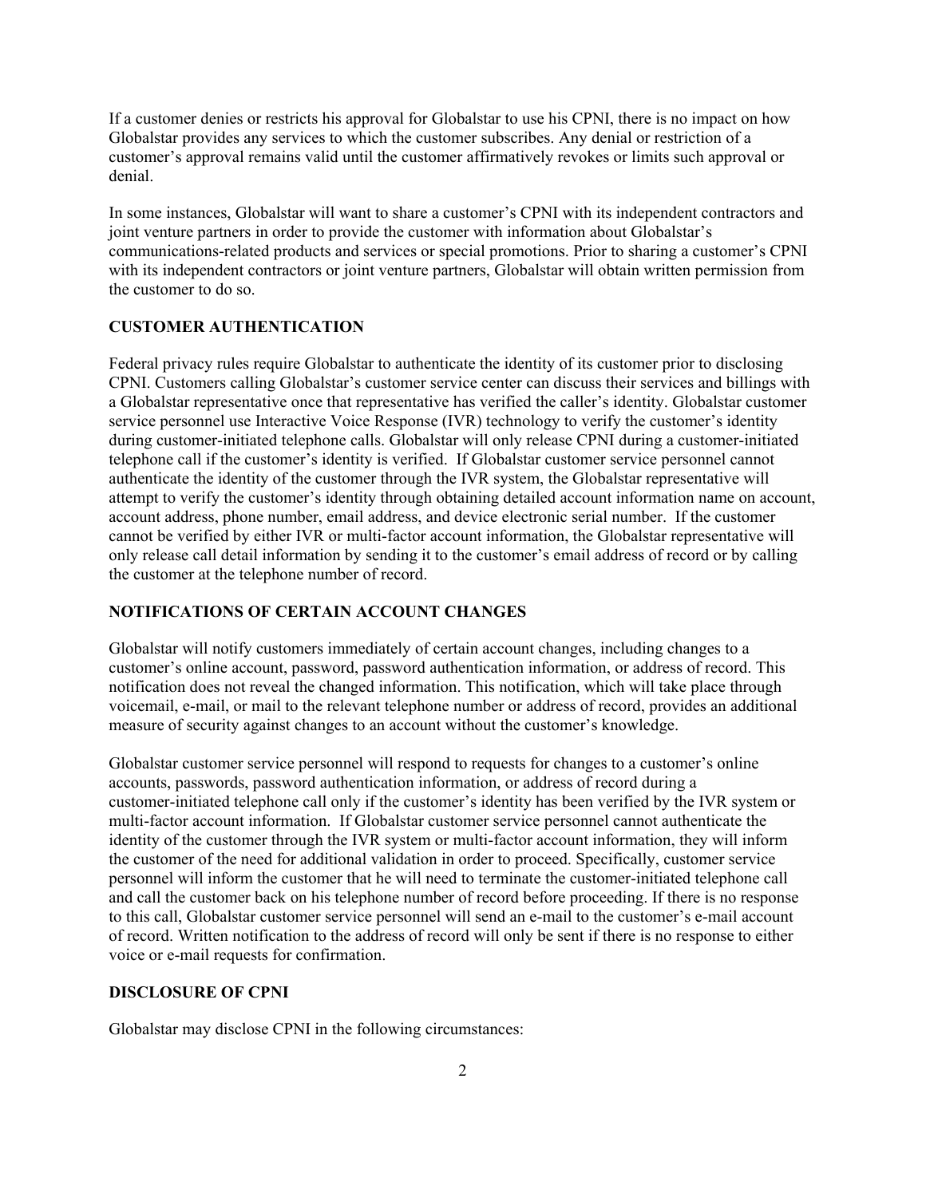If a customer denies or restricts his approval for Globalstar to use his CPNI, there is no impact on how Globalstar provides any services to which the customer subscribes. Any denial or restriction of a customer's approval remains valid until the customer affirmatively revokes or limits such approval or denial.

In some instances, Globalstar will want to share a customer's CPNI with its independent contractors and joint venture partners in order to provide the customer with information about Globalstar's communications-related products and services or special promotions. Prior to sharing a customer's CPNI with its independent contractors or joint venture partners, Globalstar will obtain written permission from the customer to do so.

## CUSTOMER AUTHENTICATION

Federal privacy rules require Globalstar to authenticate the identity of its customer prior to disclosing CPNI. Customers calling Globalstar's customer service center can discuss their services and billings with a Globalstar representative once that representative has verified the caller's identity. Globalstar customer service personnel use Interactive Voice Response (IVR) technology to verify the customer's identity during customer-initiated telephone calls. Globalstar will only release CPNI during a customer-initiated telephone call if the customer's identity is verified. If Globalstar customer service personnel cannot authenticate the identity of the customer through the IVR system, the Globalstar representative will attempt to verify the customer's identity through obtaining detailed account information name on account, account address, phone number, email address, and device electronic serial number. If the customer cannot be verified by either IVR or multi-factor account information, the Globalstar representative will only release call detail information by sending it to the customer's email address of record or by calling the customer at the telephone number of record.

## NOTIFICATIONS OF CERTAIN ACCOUNT CHANGES

Globalstar will notify customers immediately of certain account changes, including changes to a customer's online account, password, password authentication information, or address of record. This notification does not reveal the changed information. This notification, which will take place through voicemail, e-mail, or mail to the relevant telephone number or address of record, provides an additional measure of security against changes to an account without the customer's knowledge.

Globalstar customer service personnel will respond to requests for changes to a customer's online accounts, passwords, password authentication information, or address of record during a customer-initiated telephone call only if the customer's identity has been verified by the IVR system or multi-factor account information. If Globalstar customer service personnel cannot authenticate the identity of the customer through the IVR system or multi-factor account information, they will inform the customer of the need for additional validation in order to proceed. Specifically, customer service personnel will inform the customer that he will need to terminate the customer-initiated telephone call and call the customer back on his telephone number of record before proceeding. If there is no response to this call, Globalstar customer service personnel will send an e-mail to the customer's e-mail account of record. Written notification to the address of record will only be sent if there is no response to either voice or e-mail requests for confirmation.

## DISCLOSURE OF CPNI

Globalstar may disclose CPNI in the following circumstances: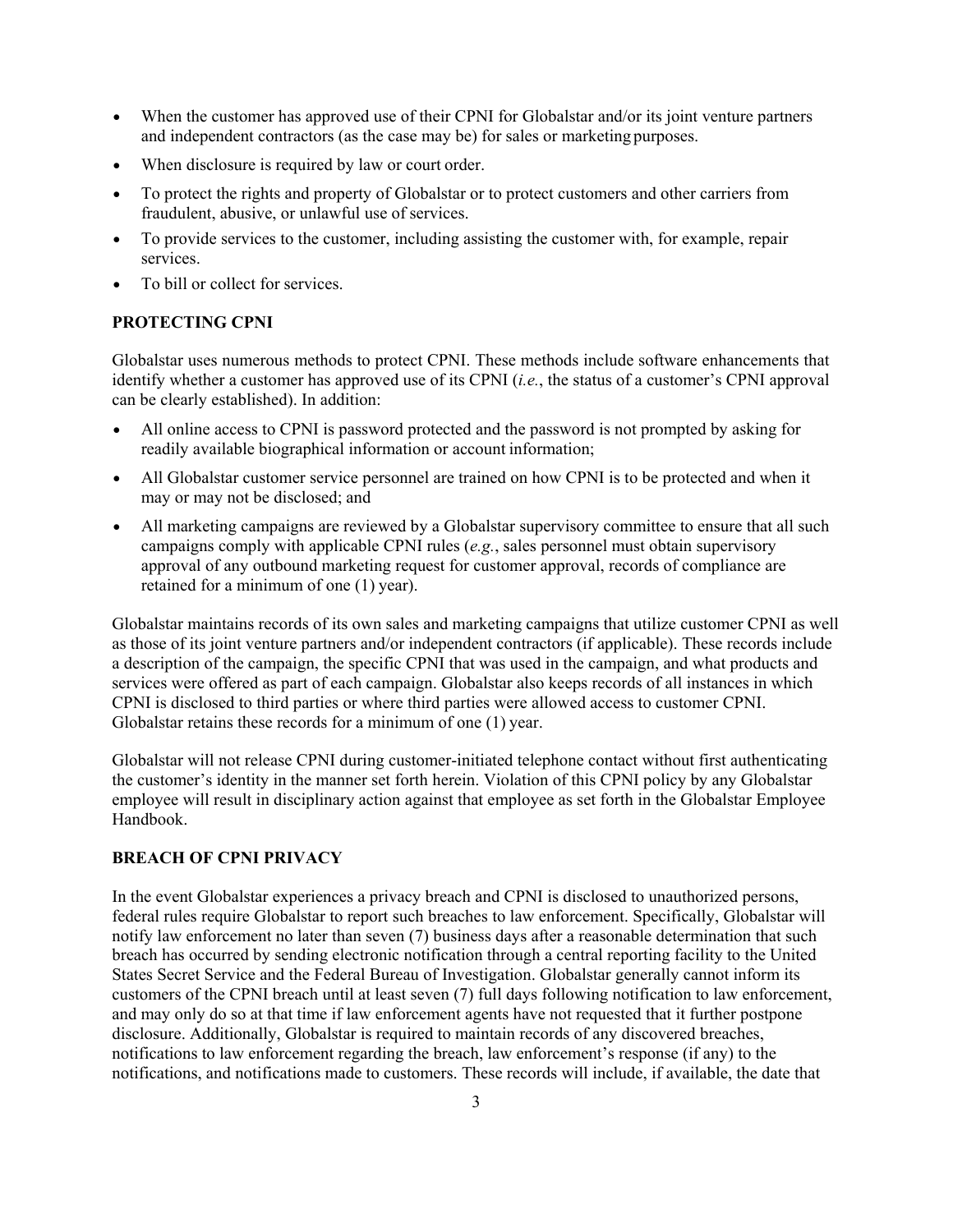- When the customer has approved use of their CPNI for Globalstar and/or its joint venture partners and independent contractors (as the case may be) for sales or marketing purposes.
- When disclosure is required by law or court order.
- To protect the rights and property of Globalstar or to protect customers and other carriers from fraudulent, abusive, or unlawful use of services.
- To provide services to the customer, including assisting the customer with, for example, repair services.
- To bill or collect for services.

**PROTECTING CPNI**

Globalstar uses numerous methods to protect CPNI. These methods include software enhancements that identify whether a customer has approved use of its CPNI (*i.e.*, the status of a customer's CPNI approval can be clearly established). In addition:

- All online access to CPNI is password protected and the password is not prompted by asking for readily available biographical information or account information;
- All Globalstar customer service personnel are trained on how CPNI is to be protected and when it may or may not be disclosed; and
- All marketing campaigns are reviewed by a Globalstar supervisory committee to ensure that all such campaigns comply with applicable CPNI rules (*e.g.*, sales personnel must obtain supervisory approval of any outbound marketing request for customer approval, records of compliance are retained for a minimum of one (1) year).

Globalstar maintains records of its own sales and marketing campaigns that utilize customer CPNI as well as those of its joint venture partners and/or independent contractors (if applicable). These records include a description of the campaign, the specific CPNI that was used in the campaign, and what products and services were offered as part of each campaign. Globalstar also keeps records of all instances in which CPNI is disclosed to third parties or where third parties were allowed access to customer CPNI. Globalstar retains these records for a minimum of one (1) year.

Globalstar will not release CPNI during customer-initiated telephone contact without first authenticating the customer's identity in the manner set forth herein. Violation of this CPNI policy by any Globalstar employee will result in disciplinary action against that employee as set forth in the Globalstar Employee Handbook.

**BREACH OF CPNI PRIVACY**

In the event Globalstar experiences a privacy breach and CPNI is disclosed to unauthorized persons, federal rules require Globalstar to report such breaches to law enforcement. Specifically, Globalstar will notify law enforcement no later than seven (7) business days after a reasonable determination that such breach has occurred by sending electronic notification through a central reporting facility to the United States Secret Service and the Federal Bureau of Investigation. Globalstar generally cannot inform its customers of the CPNI breach until at least seven (7) full days following notification to law enforcement, and may only do so at that time if law enforcement agents have not requested that it further postpone disclosure. Additionally, Globalstar is required to maintain records of any discovered breaches, notifications to law enforcement regarding the breach, law enforcement's response (if any) to the notifications, and notifications made to customers. These records will include, if available, the date that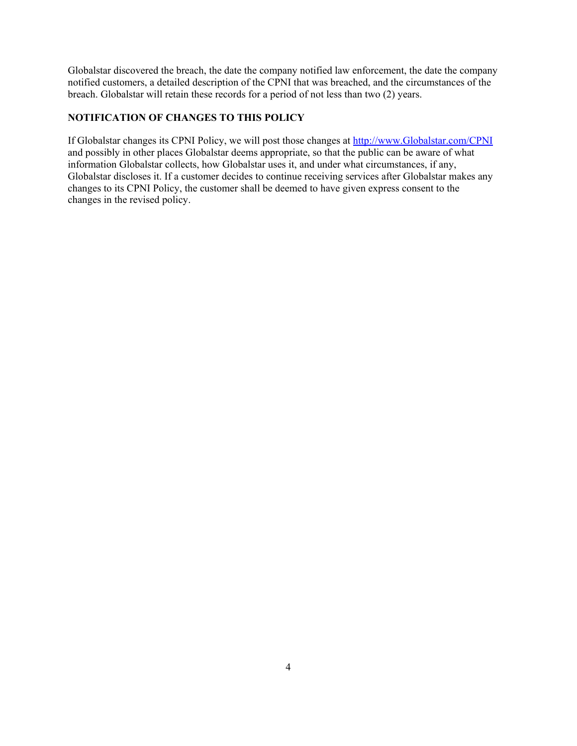Globalstar discovered the breach, the date the company notified law enforcement, the date the company notified customers, a detailed description of the CPNI that was breached, and the circumstances of the breach. Globalstar will retain these records for a period of not less than two (2) years.

## NOTIFICATION OF CHANGES TO THIS POLICY

If Globalstar changes its CPNI Policy, we will post those changes at [http://www.Globalstar.com/CPNI](http://www.Globalstar.com/CPNI) and possibly in other places Globalstar deems appropriate, so that the public can be aware of what information Globalstar collects, how Globalstar uses it, and under what circumstances, if any, Globalstar discloses it. If a customer decides to continue receiving services after Globalstar makes any changes to its CPNI Policy, the customer shall be deemed to have given express consent to the changes in the revised policy.